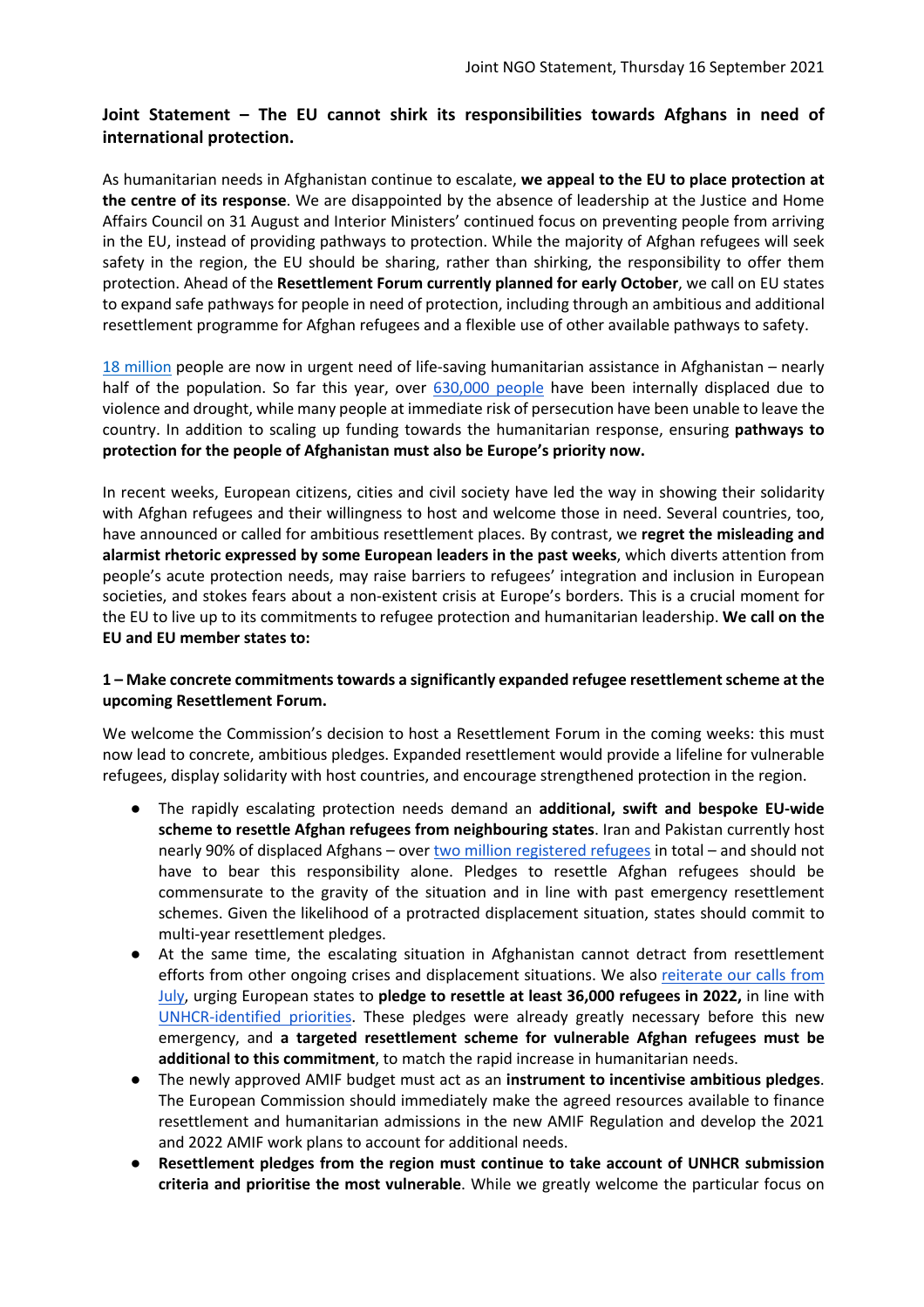Joint NGO Statement, Thursday 16 September 2021

# Joint Statement – The EU cannot shirk its responsibilities towards Afghans in need of international protection.

As humanitarian needs in Afghanistan continue to escalate, **we appeal to the EU to place protection at the centre of its response**. We are disappointed by the absence of leadership at the Justice and Home Affairs Council on 31 August and Interior Ministers' continued focus on preventing people from arriving in the EU, instead of providing pathways to protection. While the majority of Afghan refugees will seek safety in the region, the EU should be sharing, rather than shirking, the responsibility to offer them protection. Ahead of the **Resettlement Forum currently planned for early October**, we call on EU states to expand safe pathways for people in need of protection, including through an ambitious and additional resettlement programme for Afghan refugees and a flexible use of other available pathways to safety.

18 million people are now in urgent need of life-saving humanitarian assistance in Afghanistan – nearly half of the population. So far this year, over 630,000 people have been internally displaced due to violence and drought, while many people at immediate risk of persecution have been unable to leave the country. In addition to scaling up funding towards the humanitarian response, ensuring **pathways to protection for the people of Afghanistan must also be Europe's priority now.**

In recent weeks, European citizens, cities and civil society have led the way in showing their solidarity with Afghan refugees and their willingness to host and welcome those in need. Several countries, too, have announced or called for ambitious resettlement places. By contrast, we **regret the misleading and alarmist rhetoric expressed by some European leaders in the past weeks**, which diverts attention from people's acute protection needs, may raise barriers to refugees' integration and inclusion in European societies, and stokes fears about a non-existent crisis at Europe's borders. This is a crucial moment for the EU to live up to its commitments to refugee protection and humanitarian leadership. **We call on the EU and EU member states to:**

### 1 – Make concrete commitments towards a significantly expanded refugee resettlement scheme at the upcoming Resettlement Forum.

We welcome the Commission's decision to host a Resettlement Forum in the coming weeks: this must now lead to concrete, ambitious pledges. Expanded resettlement would provide a lifeline for vulnerable refugees, display solidarity with host countries, and encourage strengthened protection in the region.

- The rapidly escalating protection needs demand an **additional, swift and bespoke EU-wide scheme to resettle Afghan refugees from neighbouring states**. Iran and Pakistan currently host nearly 90% of displaced Afghans – over two million registered refugees in total – and should not have to bear this responsibility alone. Pledges to resettle Afghan refugees should be commensurate to the gravity of the situation and in line with past emergency resettlement schemes. Given the likelihood of a protracted displacement situation, states should commit to multi-year resettlement pledges.
- At the same time, the escalating situation in Afghanistan cannot detract from resettlement efforts from other ongoing crises and displacement situations. We also reiterate our calls from July, urging European states to **pledge to resettle at least 36,000 refugees in 2022,** in line with UNHCR-identified priorities. These pledges were already greatly necessary before this new emergency, and **a targeted resettlement scheme for vulnerable Afghan refugees must be additional to this commitment**, to match the rapid increase in humanitarian needs.
- The newly approved AMIF budget must act as an **instrument to incentivise ambitious pledges**. The European Commission should immediately make the agreed resources available to finance resettlement and humanitarian admissions in the new AMIF Regulation and develop the 2021 and 2022 AMIF work plans to account for additional needs.
- **Resettlement pledges from the region must continue to take account of UNHCR submission criteria and prioritise the most vulnerable**. While we greatly welcome the particular focus on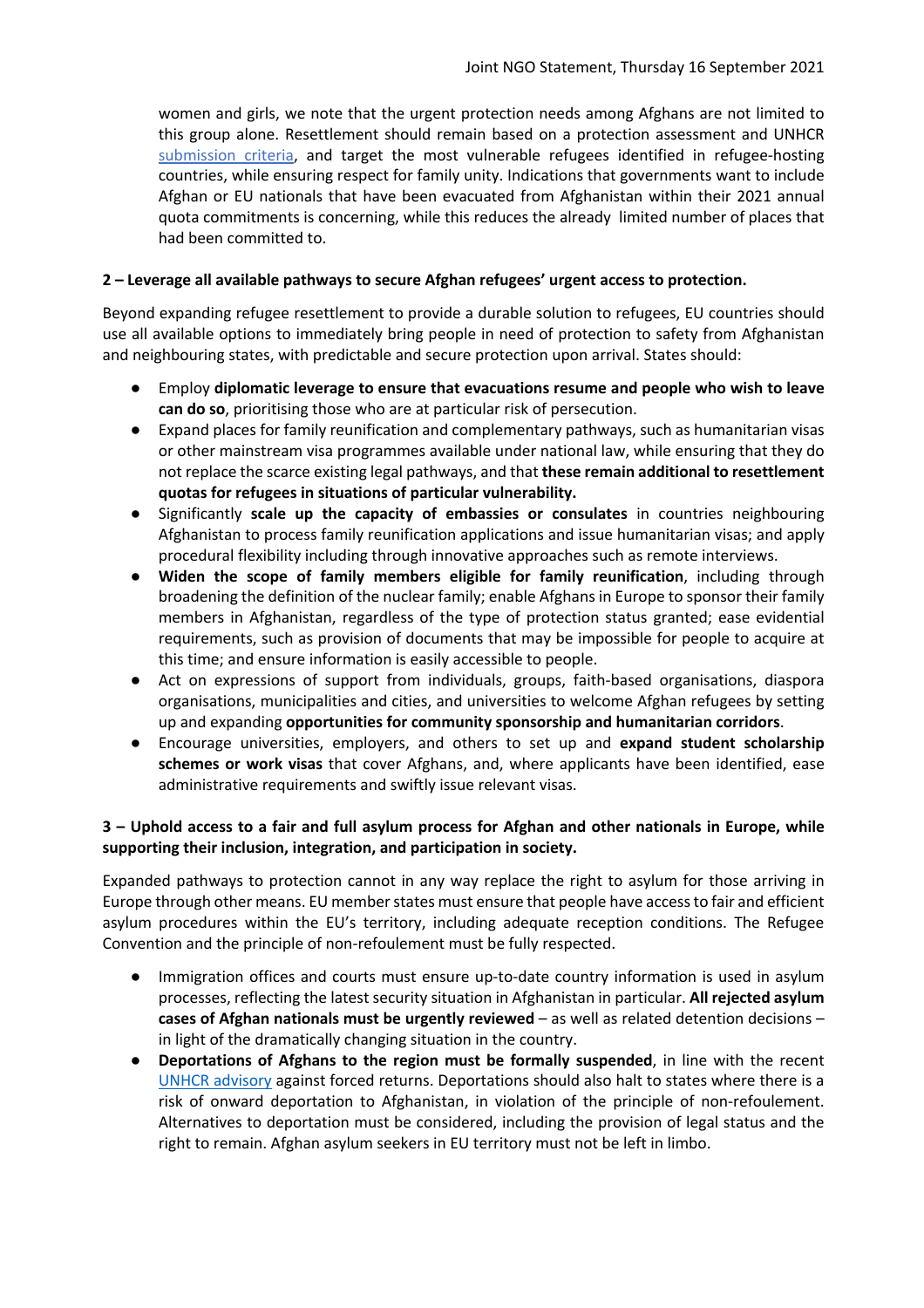women and girls, we note that the urgent protection needs among Afghans are not limited to this group alone. Resettlement should remain based on a protection assessment and UNHCR submission criteria, and target the most vulnerable refugees identified in refugee-hosting countries, while ensuring respect for family unity. Indications that governments want to include Afghan or EU nationals that have been evacuated from Afghanistan within their 2021 annual quota commitments is concerning, while this reduces the already limited number of places that had been committed to.

**2 – Leverage all available pathways to secure Afghan refugees' urgent access to protection.**

Beyond expanding refugee resettlement to provide a durable solution to refugees, EU countries should use all available options to immediately bring people in need of protection to safety from Afghanistan and neighbouring states, with predictable and secure protection upon arrival. States should:

- Employ **diplomatic leverage to ensure that evacuations resume and people who wish to leave can do so**, prioritising those who are at particular risk of persecution.
- Expand places for family reunification and complementary pathways, such as humanitarian visas or other mainstream visa programmes available under national law, while ensuring that they do not replace the scarce existing legal pathways, and that **these remain additional to resettlement quotas for refugees in situations of particular vulnerability.**
- Significantly **scale up the capacity of embassies or consulates** in countries neighbouring Afghanistan to process family reunification applications and issue humanitarian visas; and apply procedural flexibility including through innovative approaches such as remote interviews.
- **Widen the scope of family members eligible for family reunification**, including through broadening the definition of the nuclear family; enable Afghans in Europe to sponsor their family members in Afghanistan, regardless of the type of protection status granted; ease evidential requirements, such as provision of documents that may be impossible for people to acquire at this time; and ensure information is easily accessible to people.
- Act on expressions of support from individuals, groups, faith-based organisations, diaspora organisations, municipalities and cities, and universities to welcome Afghan refugees by setting up and expanding **opportunities for community sponsorship and humanitarian corridors**.
- Encourage universities, employers, and others to set up and **expand student scholarship schemes or work visas** that cover Afghans, and, where applicants have been identified, ease administrative requirements and swiftly issue relevant visas.

**3 – Uphold access to a fair and full asylum process for Afghan and other nationals in Europe, while supporting their inclusion, integration, and participation in society.**

Expanded pathways to protection cannot in any way replace the right to asylum for those arriving in Europe through other means. EU member states must ensure that people have access to fair and efficient asylum procedures within the EU's territory, including adequate reception conditions. The Refugee Convention and the principle of non-refoulement must be fully respected.

- Immigration offices and courts must ensure up-to-date country information is used in asylum processes, reflecting the latest security situation in Afghanistan in particular. **All rejected asylum cases of Afghan nationals must be urgently reviewed** – as well as related detention decisions – in light of the dramatically changing situation in the country.
- **Deportations of Afghans to the region must be formally suspended**, in line with the recent UNHCR advisory against forced returns. Deportations should also halt to states where there is a risk of onward deportation to Afghanistan, in violation of the principle of non-refoulement. Alternatives to deportation must be considered, including the provision of legal status and the right to remain. Afghan asylum seekers in EU territory must not be left in limbo.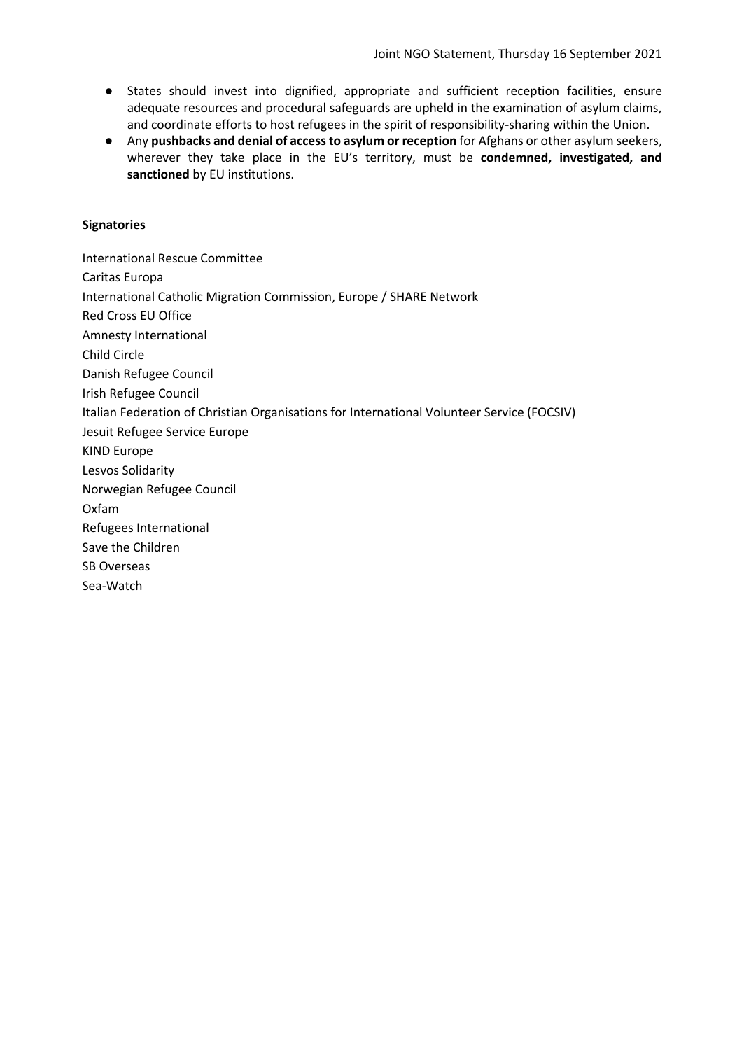- States should invest into dignified, appropriate and sufficient reception facilities, ensure adequate resources and procedural safeguards are upheld in the examination of asylum claims, and coordinate efforts to host refugees in the spirit of responsibility-sharing within the Union.
- Any **pushbacks and denial of access to asylum or reception** for Afghans or other asylum seekers, wherever they take place in the EU's territory, must be **condemned, investigated, and sanctioned** by EU institutions.

**Signatories**

International Rescue Committee
Caritas Europa
International Catholic Migration Commission, Europe / SHARE Network
Red Cross EU Office
Amnesty International
Child Circle
Danish Refugee Council
Irish Refugee Council
Italian Federation of Christian Organisations for International Volunteer Service (FOCSIV)
Jesuit Refugee Service Europe
KIND Europe
Lesvos Solidarity
Norwegian Refugee Council
Oxfam
Refugees International
Save the Children
SB Overseas
Sea-Watch